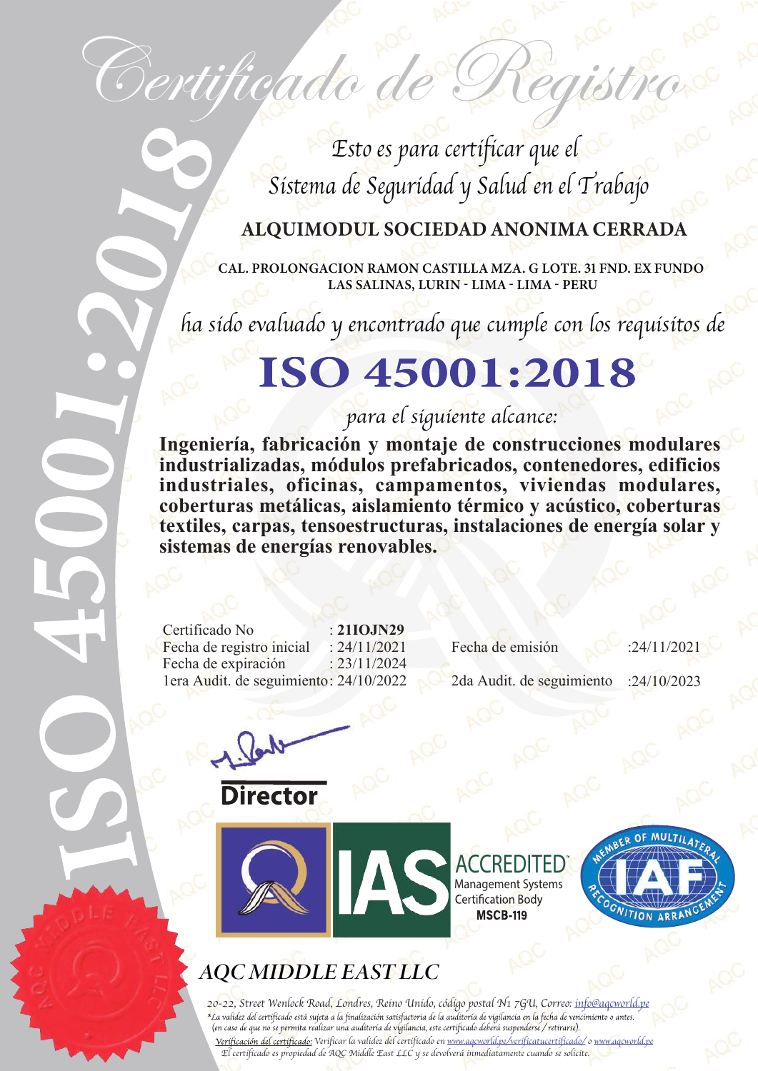# Certificado de Registro

*Esto es para certificar que el*
*Sistema de Seguridad y Salud en el Trabajo*

**ALQUIMODUL SOCIEDAD ANONIMA CERRADA**

**CAL. PROLONGACION RAMON CASTILLA MZA. G LOTE. 31 FND. EX FUNDO LAS SALINAS, LURIN - LIMA - LIMA - PERU**

*ha sido evaluado y encontrado que cumple con los requisitos de*

# ISO 45001:2018

*para el siguiente alcance:*

**Ingeniería, fabricación y montaje de construcciones modulares industrializadas, módulos prefabricados, contenedores, edificios industriales, oficinas, campamentos, viviendas modulares, coberturas metálicas, aislamiento térmico y acústico, coberturas textiles, carpas, tensoestructuras, instalaciones de energía solar y sistemas de energías renovables.**

Certificado No : **21IOJN29**
Fecha de registro inicial : 24/11/2021
Fecha de expiración : 23/11/2024
1era Audit. de seguimiento: 24/10/2022

Fecha de emisión :24/11/2021
2da Audit. de seguimiento :24/10/2023

**Director**

ACCREDITED™
Management Systems Certification Body
**MSCB-119**

MEMBER OF MULTILATERAL RECOGNITION ARRANGEMENT IAF

## AQC MIDDLE EAST LLC

*20-22, Street Wenlock Road, Londres, Reino Unido, código postal N1 7GU, Correo: info@aqcworld.pe*
*\*La validez del certificado está sujeta a la finalización satisfactoria de la auditoría de vigilancia en la fecha de vencimiento o antes. (en caso de que no se permita realizar una auditoría de vigilancia, este certificado deberá suspenderse / retirarse).*
*Verificación del certificado: Verificar la validez del certificado en www.aqcworld.pe/verificatucertificado/ o www.aqcworld.pe*
*El certificado es propiedad de AQC Middle East LLC y se devolverá inmediatamente cuando se solicite.*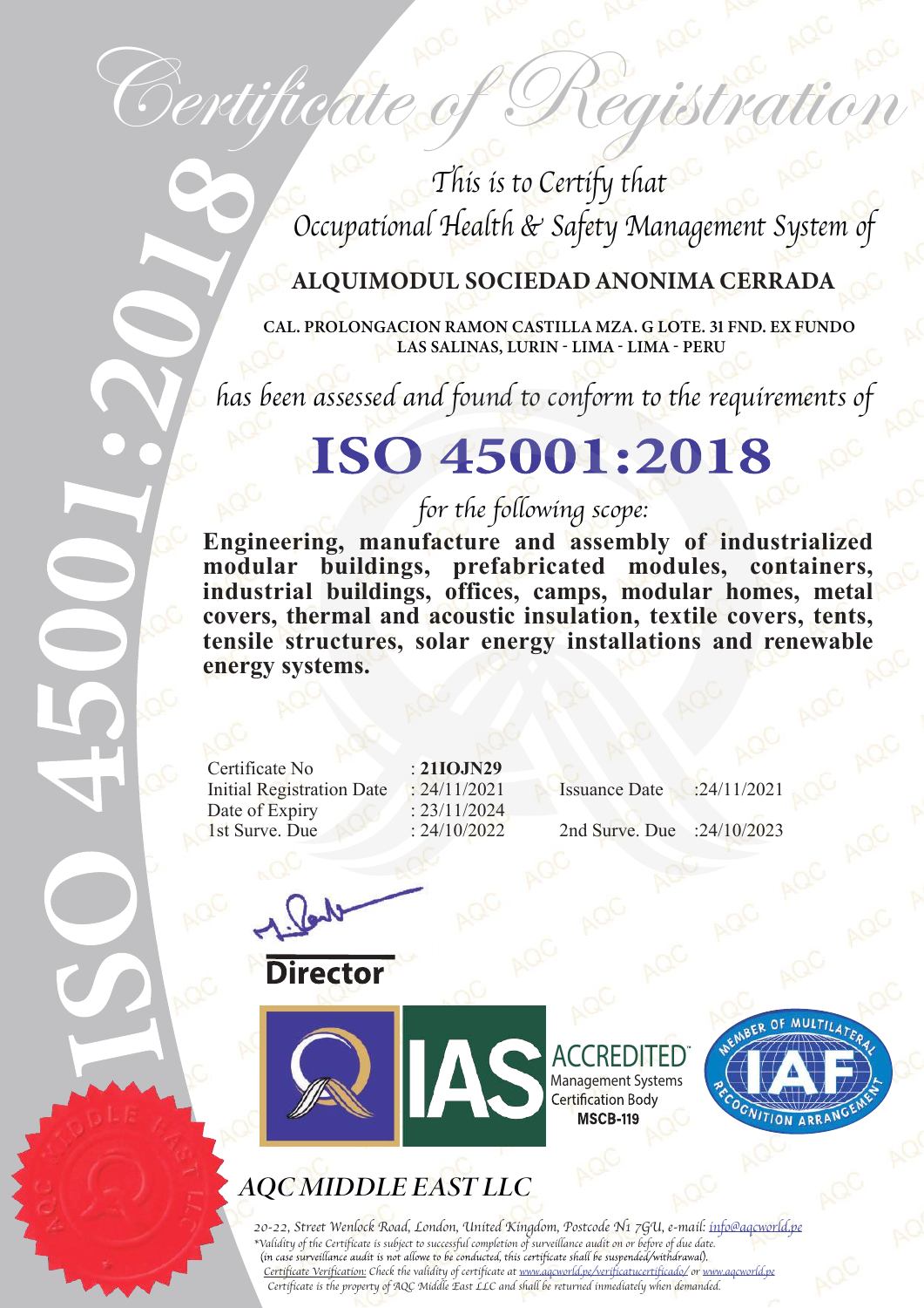# Certificate of Registration

ISO 45001:2018

*This is to Certify that*

*Occupational Health & Safety Management System of*

**ALQUIMODUL SOCIEDAD ANONIMA CERRADA**

**CAL. PROLONGACION RAMON CASTILLA MZA. G LOTE. 31 FND. EX FUNDO LAS SALINAS, LURIN - LIMA - LIMA - PERU**

*has been assessed and found to conform to the requirements of*

# ISO 45001:2018

*for the following scope:*

**Engineering, manufacture and assembly of industrialized modular buildings, prefabricated modules, containers, industrial buildings, offices, camps, modular homes, metal covers, thermal and acoustic insulation, textile covers, tents, tensile structures, solar energy installations and renewable energy systems.**

| | | | |
|---|---|---|---|
| Certificate No | : **21IOJN29** | | |
| Initial Registration Date | : 24/11/2021 | Issuance Date | :24/11/2021 |
| Date of Expiry | : 23/11/2024 | | |
| 1st Surve. Due | : 24/10/2022 | 2nd Surve. Due | :24/10/2023 |

**Director**

IAS ACCREDITED Management Systems Certification Body **MSCB-119**

MEMBER OF MULTILATERAL RECOGNITION ARRANGEMENT IAF

## AQC MIDDLE EAST LLC

*20-22, Street Wenlock Road, London, United Kingdom, Postcode N1 7GU, e-mail: info@aqcworld.pe*

*\*Validity of the Certificate is subject to successful completion of surveillance audit on or before of due date. (in case surveillance audit is not allowe to be conducted, this certificate shall be suspended/withdrawal).*

*Certificate Verification: Check the validity of certificate at www.aqcworld.pe/verificatucertificado/ or www.aqcworld.pe*

*Certificate is the property of AQC Middle East LLC and shall be returned immediately when demanded.*